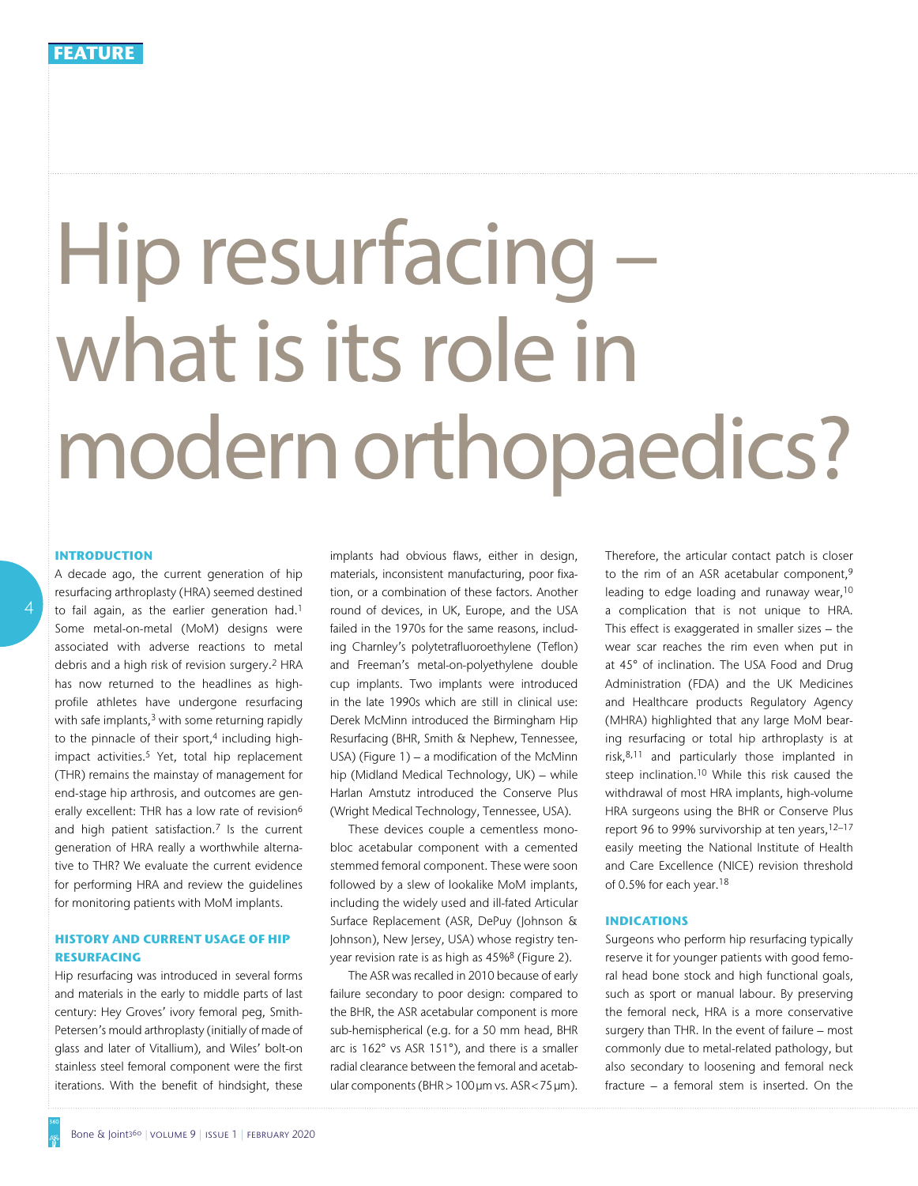FEATURE

# Hip resurfacing – what is its role in modern orthopaedics?

## INTRODUCTION

A decade ago, the current generation of hip resurfacing arthroplasty (HRA) seemed destined to fail again, as the earlier generation had.[1] Some metal-on-metal (MoM) designs were associated with adverse reactions to metal debris and a high risk of revision surgery.[2] HRA has now returned to the headlines as high-profile athletes have undergone resurfacing with safe implants,[3] with some returning rapidly to the pinnacle of their sport,[4] including high-impact activities.[5] Yet, total hip replacement (THR) remains the mainstay of management for end-stage hip arthrosis, and outcomes are generally excellent: THR has a low rate of revision[6] and high patient satisfaction.[7] Is the current generation of HRA really a worthwhile alternative to THR? We evaluate the current evidence for performing HRA and review the guidelines for monitoring patients with MoM implants.

## HISTORY AND CURRENT USAGE OF HIP RESURFACING

Hip resurfacing was introduced in several forms and materials in the early to middle parts of last century: Hey Groves' ivory femoral peg, Smith-Petersen's mould arthroplasty (initially of made of glass and later of Vitallium), and Wiles' bolt-on stainless steel femoral component were the first iterations. With the benefit of hindsight, these implants had obvious flaws, either in design, materials, inconsistent manufacturing, poor fixation, or a combination of these factors. Another round of devices, in UK, Europe, and the USA failed in the 1970s for the same reasons, including Charnley's polytetrafluoroethylene (Teflon) and Freeman's metal-on-polyethylene double cup implants. Two implants were introduced in the late 1990s which are still in clinical use: Derek McMinn introduced the Birmingham Hip Resurfacing (BHR, Smith & Nephew, Tennessee, USA) (Figure 1) – a modification of the McMinn hip (Midland Medical Technology, UK) – while Harlan Amstutz introduced the Conserve Plus (Wright Medical Technology, Tennessee, USA).

These devices couple a cementless monobloc acetabular component with a cemented stemmed femoral component. These were soon followed by a slew of lookalike MoM implants, including the widely used and ill-fated Articular Surface Replacement (ASR, DePuy (Johnson & Johnson), New Jersey, USA) whose registry ten-year revision rate is as high as 45%[8] (Figure 2).

The ASR was recalled in 2010 because of early failure secondary to poor design: compared to the BHR, the ASR acetabular component is more sub-hemispherical (e.g. for a 50 mm head, BHR arc is 162° vs ASR 151°), and there is a smaller radial clearance between the femoral and acetabular components (BHR > 100 µm vs. ASR < 75 µm). Therefore, the articular contact patch is closer to the rim of an ASR acetabular component,[9] leading to edge loading and runaway wear,[10] a complication that is not unique to HRA. This effect is exaggerated in smaller sizes – the wear scar reaches the rim even when put in at 45° of inclination. The USA Food and Drug Administration (FDA) and the UK Medicines and Healthcare products Regulatory Agency (MHRA) highlighted that any large MoM bearing resurfacing or total hip arthroplasty is at risk,[8,11] and particularly those implanted in steep inclination.[10] While this risk caused the withdrawal of most HRA implants, high-volume HRA surgeons using the BHR or Conserve Plus report 96 to 99% survivorship at ten years,[12–17] easily meeting the National Institute of Health and Care Excellence (NICE) revision threshold of 0.5% for each year.[18]

## INDICATIONS

Surgeons who perform hip resurfacing typically reserve it for younger patients with good femoral head bone stock and high functional goals, such as sport or manual labour. By preserving the femoral neck, HRA is a more conservative surgery than THR. In the event of failure – most commonly due to metal-related pathology, but also secondary to loosening and femoral neck fracture – a femoral stem is inserted. On the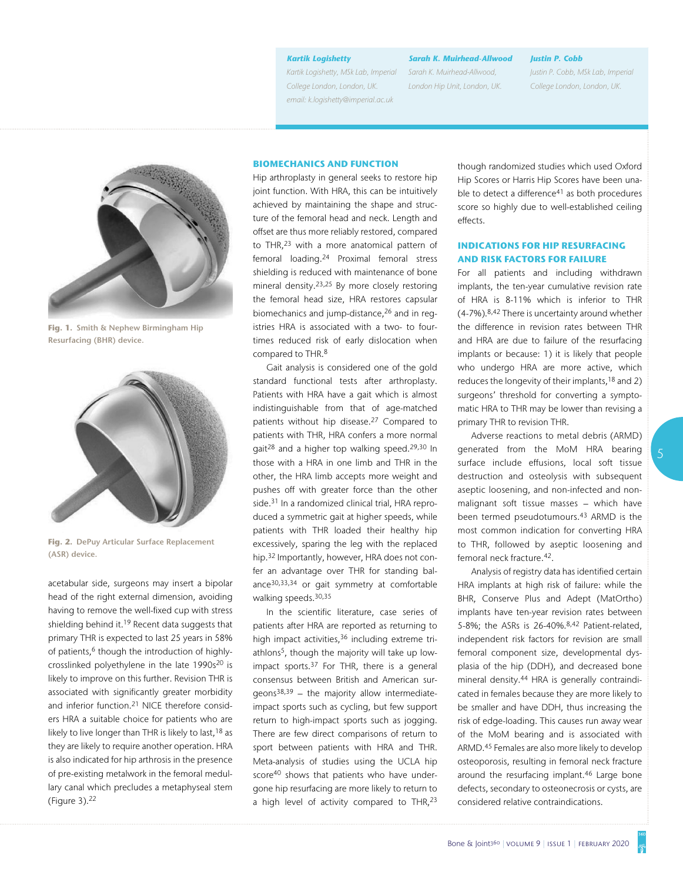**Kartik Logishetty**
Kartik Logishetty, MSk Lab, Imperial College London, London, UK.
email: k.logishetty@imperial.ac.uk

**Sarah K. Muirhead-Allwood**
Sarah K. Muirhead-Allwood, London Hip Unit, London, UK.

**Justin P. Cobb**
Justin P. Cobb, MSk Lab, Imperial College London, London, UK.

**Fig. 1.** Smith & Nephew Birmingham Hip Resurfacing (BHR) device.

**Fig. 2.** DePuy Articular Surface Replacement (ASR) device.

acetabular side, surgeons may insert a bipolar head of the right external dimension, avoiding having to remove the well-fixed cup with stress shielding behind it.[19] Recent data suggests that primary THR is expected to last 25 years in 58% of patients,[6] though the introduction of highly-crosslinked polyethylene in the late 1990s[20] is likely to improve on this further. Revision THR is associated with significantly greater morbidity and inferior function.[21] NICE therefore considers HRA a suitable choice for patients who are likely to live longer than THR is likely to last,[18] as they are likely to require another operation. HRA is also indicated for hip arthrosis in the presence of pre-existing metalwork in the femoral medullary canal which precludes a metaphyseal stem (Figure 3).[22]

## BIOMECHANICS AND FUNCTION

Hip arthroplasty in general seeks to restore hip joint function. With HRA, this can be intuitively achieved by maintaining the shape and structure of the femoral head and neck. Length and offset are thus more reliably restored, compared to THR,[23] with a more anatomical pattern of femoral loading.[24] Proximal femoral stress shielding is reduced with maintenance of bone mineral density.[23,25] By more closely restoring the femoral head size, HRA restores capsular biomechanics and jump-distance,[26] and in registries HRA is associated with a two- to four-times reduced risk of early dislocation when compared to THR.[8]

Gait analysis is considered one of the gold standard functional tests after arthroplasty. Patients with HRA have a gait which is almost indistinguishable from that of age-matched patients without hip disease.[27] Compared to patients with THR, HRA confers a more normal gait[28] and a higher top walking speed.[29,30] In those with a HRA in one limb and THR in the other, the HRA limb accepts more weight and pushes off with greater force than the other side.[31] In a randomized clinical trial, HRA reproduced a symmetric gait at higher speeds, while patients with THR loaded their healthy hip excessively, sparing the leg with the replaced hip.[32] Importantly, however, HRA does not confer an advantage over THR for standing balance[30,33,34] or gait symmetry at comfortable walking speeds.[30,35]

In the scientific literature, case series of patients after HRA are reported as returning to high impact activities,[36] including extreme triathlons[5], though the majority will take up low-impact sports.[37] For THR, there is a general consensus between British and American surgeons[38,39] – the majority allow intermediate-impact sports such as cycling, but few support return to high-impact sports such as jogging. There are few direct comparisons of return to sport between patients with HRA and THR. Meta-analysis of studies using the UCLA hip score[40] shows that patients who have undergone hip resurfacing are more likely to return to a high level of activity compared to THR,[23] though randomized studies which used Oxford Hip Scores or Harris Hip Scores have been unable to detect a difference[41] as both procedures score so highly due to well-established ceiling effects.

## INDICATIONS FOR HIP RESURFACING AND RISK FACTORS FOR FAILURE

For all patients and including withdrawn implants, the ten-year cumulative revision rate of HRA is 8-11% which is inferior to THR (4-7%).[8,42] There is uncertainty around whether the difference in revision rates between THR and HRA are due to failure of the resurfacing implants or because: 1) it is likely that people who undergo HRA are more active, which reduces the longevity of their implants,[18] and 2) surgeons' threshold for converting a symptomatic HRA to THR may be lower than revising a primary THR to revision THR.

Adverse reactions to metal debris (ARMD) generated from the MoM HRA bearing surface include effusions, local soft tissue destruction and osteolysis with subsequent aseptic loosening, and non-infected and non-malignant soft tissue masses – which have been termed pseudotumours.[43] ARMD is the most common indication for converting HRA to THR, followed by aseptic loosening and femoral neck fracture.[42].

Analysis of registry data has identified certain HRA implants at high risk of failure: while the BHR, Conserve Plus and Adept (MatOrtho) implants have ten-year revision rates between 5-8%; the ASRs is 26-40%.[8,42] Patient-related, independent risk factors for revision are small femoral component size, developmental dysplasia of the hip (DDH), and decreased bone mineral density.[44] HRA is generally contraindicated in females because they are more likely to be smaller and have DDH, thus increasing the risk of edge-loading. This causes run away wear of the MoM bearing and is associated with ARMD.[45] Females are also more likely to develop osteoporosis, resulting in femoral neck fracture around the resurfacing implant.[46] Large bone defects, secondary to osteonecrosis or cysts, are considered relative contraindications.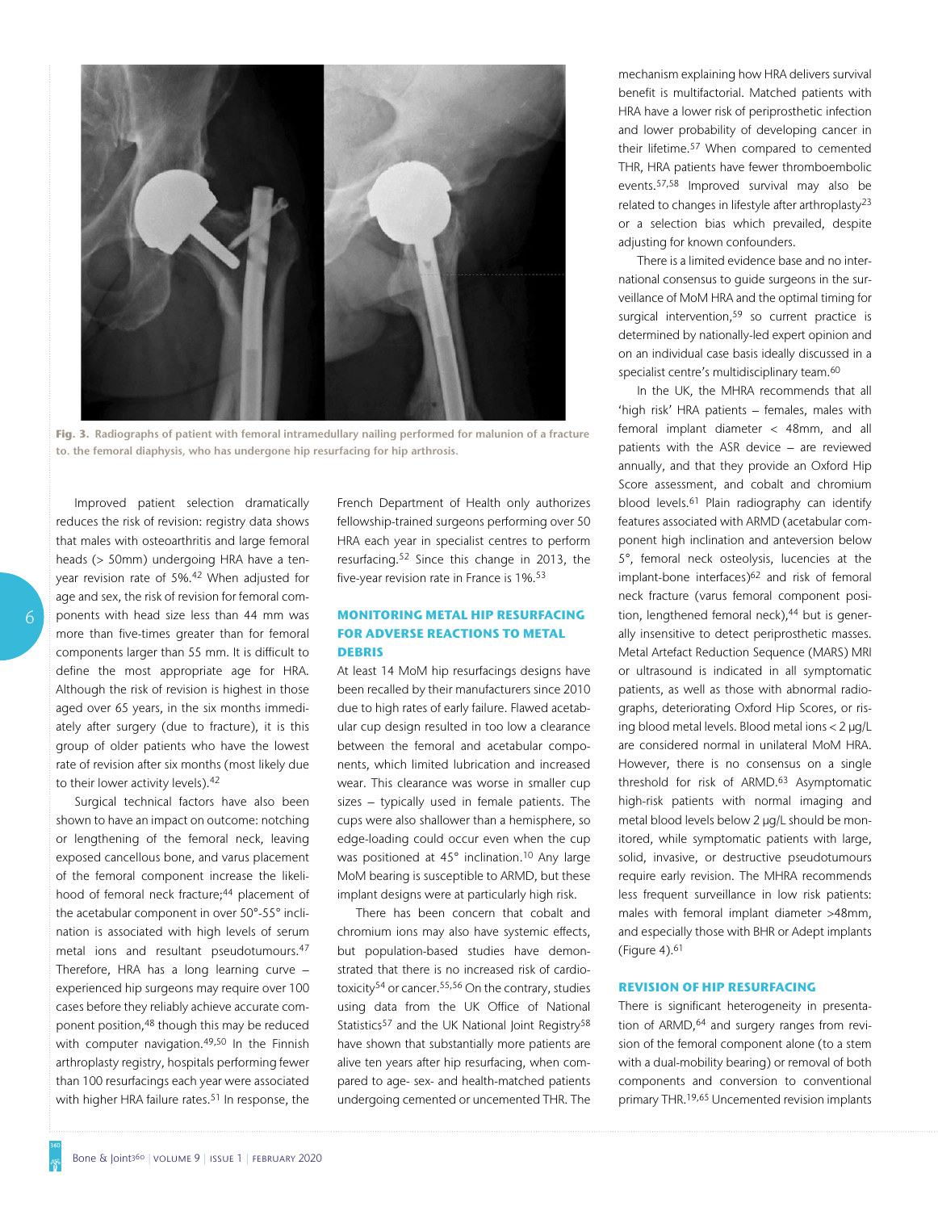Fig. 3. Radiographs of patient with femoral intramedullary nailing performed for malunion of a fracture to. the femoral diaphysis, who has undergone hip resurfacing for hip arthrosis.

Improved patient selection dramatically reduces the risk of revision: registry data shows that males with osteoarthritis and large femoral heads (> 50mm) undergoing HRA have a ten-year revision rate of 5%.[42] When adjusted for age and sex, the risk of revision for femoral components with head size less than 44 mm was more than five-times greater than for femoral components larger than 55 mm. It is difficult to define the most appropriate age for HRA. Although the risk of revision is highest in those aged over 65 years, in the six months immediately after surgery (due to fracture), it is this group of older patients who have the lowest rate of revision after six months (most likely due to their lower activity levels).[42]

Surgical technical factors have also been shown to have an impact on outcome: notching or lengthening of the femoral neck, leaving exposed cancellous bone, and varus placement of the femoral component increase the likelihood of femoral neck fracture;[44] placement of the acetabular component in over 50°-55° inclination is associated with high levels of serum metal ions and resultant pseudotumours.[47] Therefore, HRA has a long learning curve – experienced hip surgeons may require over 100 cases before they reliably achieve accurate component position,[48] though this may be reduced with computer navigation.[49,50] In the Finnish arthroplasty registry, hospitals performing fewer than 100 resurfacings each year were associated with higher HRA failure rates.[51] In response, the French Department of Health only authorizes fellowship-trained surgeons performing over 50 HRA each year in specialist centres to perform resurfacing.[52] Since this change in 2013, the five-year revision rate in France is 1%.[53]

## MONITORING METAL HIP RESURFACING FOR ADVERSE REACTIONS TO METAL DEBRIS

At least 14 MoM hip resurfacings designs have been recalled by their manufacturers since 2010 due to high rates of early failure. Flawed acetabular cup design resulted in too low a clearance between the femoral and acetabular components, which limited lubrication and increased wear. This clearance was worse in smaller cup sizes – typically used in female patients. The cups were also shallower than a hemisphere, so edge-loading could occur even when the cup was positioned at 45° inclination.[10] Any large MoM bearing is susceptible to ARMD, but these implant designs were at particularly high risk.

There has been concern that cobalt and chromium ions may also have systemic effects, but population-based studies have demonstrated that there is no increased risk of cardiotoxicity[54] or cancer.[55,56] On the contrary, studies using data from the UK Office of National Statistics[57] and the UK National Joint Registry[58] have shown that substantially more patients are alive ten years after hip resurfacing, when compared to age- sex- and health-matched patients undergoing cemented or uncemented THR. The mechanism explaining how HRA delivers survival benefit is multifactorial. Matched patients with HRA have a lower risk of periprosthetic infection and lower probability of developing cancer in their lifetime.[57] When compared to cemented THR, HRA patients have fewer thromboembolic events.[57,58] Improved survival may also be related to changes in lifestyle after arthroplasty[23] or a selection bias which prevailed, despite adjusting for known confounders.

There is a limited evidence base and no international consensus to guide surgeons in the surveillance of MoM HRA and the optimal timing for surgical intervention,[59] so current practice is determined by nationally-led expert opinion and on an individual case basis ideally discussed in a specialist centre's multidisciplinary team.[60]

In the UK, the MHRA recommends that all 'high risk' HRA patients – females, males with femoral implant diameter < 48mm, and all patients with the ASR device – are reviewed annually, and that they provide an Oxford Hip Score assessment, and cobalt and chromium blood levels.[61] Plain radiography can identify features associated with ARMD (acetabular component high inclination and anteversion below 5°, femoral neck osteolysis, lucencies at the implant-bone interfaces)[62] and risk of femoral neck fracture (varus femoral component position, lengthened femoral neck),[44] but is generally insensitive to detect periprosthetic masses. Metal Artefact Reduction Sequence (MARS) MRI or ultrasound is indicated in all symptomatic patients, as well as those with abnormal radiographs, deteriorating Oxford Hip Scores, or rising blood metal levels. Blood metal ions < 2 μg/L are considered normal in unilateral MoM HRA. However, there is no consensus on a single threshold for risk of ARMD.[63] Asymptomatic high-risk patients with normal imaging and metal blood levels below 2 μg/L should be monitored, while symptomatic patients with large, solid, invasive, or destructive pseudotumours require early revision. The MHRA recommends less frequent surveillance in low risk patients: males with femoral implant diameter >48mm, and especially those with BHR or Adept implants (Figure 4).[61]

## REVISION OF HIP RESURFACING

There is significant heterogeneity in presentation of ARMD,[64] and surgery ranges from revision of the femoral component alone (to a stem with a dual-mobility bearing) or removal of both components and conversion to conventional primary THR.[19,65] Uncemented revision implants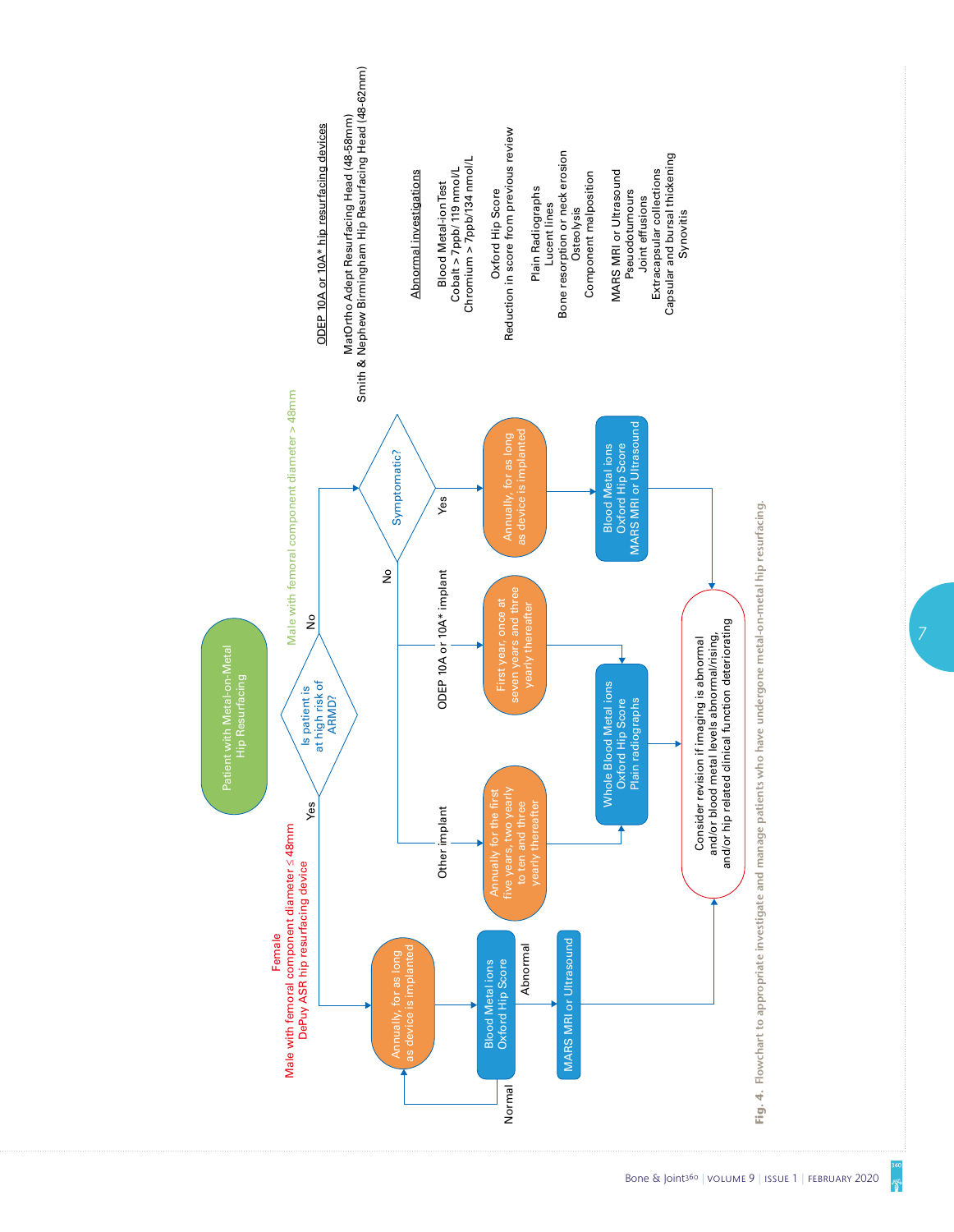Patient with Metal-on-Metal Hip Resurfacing

Is patient is at high risk of ARMD?

**Yes** — Female; Male with femoral component diameter ≤ 48mm; DePuy ASR hip resurfacing device

- Annually, for as long as device is implanted
- Blood Metal ions; Oxford Hip Score
  - Normal → return to annual follow-up
  - Abnormal → MARS MRI or Ultrasound → Consider revision

**No** — Male with femoral component diameter > 48mm

- Symptomatic?
  - **Yes** → Annually, for as long as device is implanted → Blood Metal ions; Oxford Hip Score; MARS MRI or Ultrasound → Consider revision
  - **No**:
    - ODEP 10A or 10A* implant → First year, once at seven years and three yearly thereafter → Whole Blood Metal ions; Oxford Hip Score; Plain radiographs → Consider revision
    - Other implant → Annually for the first five years, two yearly to ten and three yearly thereafter → Whole Blood Metal ions; Oxford Hip Score; Plain radiographs → Consider revision

Consider revision if imaging is abnormal and/or blood metal levels abnormal/rising, and/or hip related clinical function deteriorating

ODEP 10A or 10A* hip resurfacing devices

- MatOrtho Adept Resurfacing Head (48-58mm)
- Smith & Nephew Birmingham Hip Resurfacing Head (48-62mm)

Abnormal investigations

- Blood Metal-ion Test
  - Cobalt > 7ppb/ 119 nmol/L
  - Chromium > 7ppb/134 nmol/L
- Oxford Hip Score
  - Reduction in score from previous review
- Plain Radiographs
  - Lucent lines
  - Bone resorption or neck erosion
  - Osteolysis
  - Component malposition
- MARS MRI or Ultrasound
  - Pseudotumours
  - Joint effusions
  - Extracapsular collections
  - Capsular and bursal thickening
  - Synovitis

**Fig. 4.** Flowchart to appropriate investigate and manage patients who have undergone metal-on-metal hip resurfacing.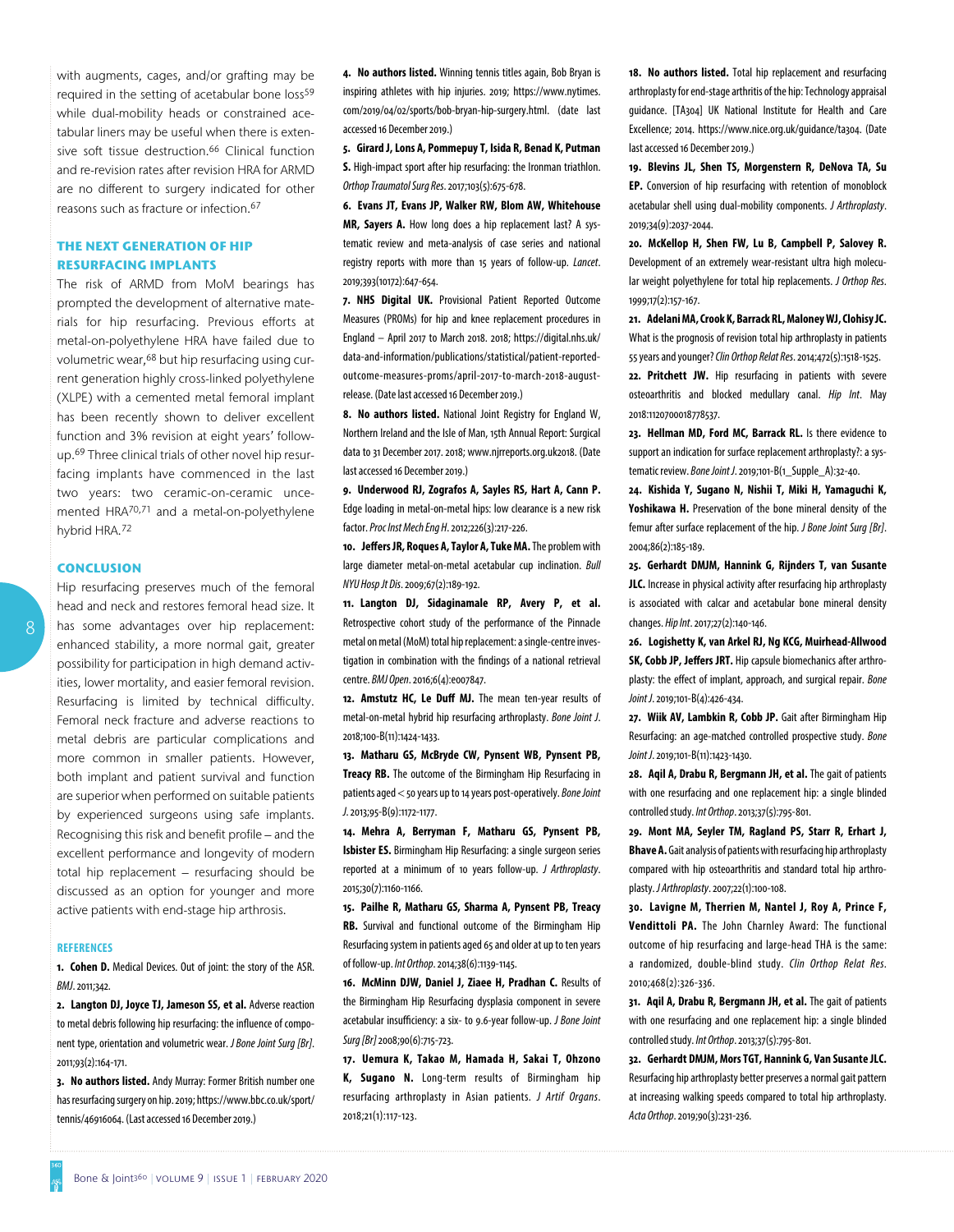with augments, cages, and/or grafting may be required in the setting of acetabular bone loss[59] while dual-mobility heads or constrained acetabular liners may be useful when there is extensive soft tissue destruction.[66] Clinical function and re-revision rates after revision HRA for ARMD are no different to surgery indicated for other reasons such as fracture or infection.[67]

## The next generation of hip resurfacing implants

The risk of ARMD from MoM bearings has prompted the development of alternative materials for hip resurfacing. Previous efforts at metal-on-polyethylene HRA have failed due to volumetric wear,[68] but hip resurfacing using current generation highly cross-linked polyethylene (XLPE) with a cemented metal femoral implant has been recently shown to deliver excellent function and 3% revision at eight years' follow-up.[69] Three clinical trials of other novel hip resurfacing implants have commenced in the last two years: two ceramic-on-ceramic uncemented HRA[70,71] and a metal-on-polyethylene hybrid HRA.[72]

## Conclusion

Hip resurfacing preserves much of the femoral head and neck and restores femoral head size. It has some advantages over hip replacement: enhanced stability, a more normal gait, greater possibility for participation in high demand activities, lower mortality, and easier femoral revision. Resurfacing is limited by technical difficulty. Femoral neck fracture and adverse reactions to metal debris are particular complications and more common in smaller patients. However, both implant and patient survival and function are superior when performed on suitable patients by experienced surgeons using safe implants. Recognising this risk and benefit profile – and the excellent performance and longevity of modern total hip replacement – resurfacing should be discussed as an option for younger and more active patients with end-stage hip arthrosis.

### References

1. **Cohen D.** Medical Devices. Out of joint: the story of the ASR. *BMJ*. 2011;342.

2. **Langton DJ, Joyce TJ, Jameson SS, et al.** Adverse reaction to metal debris following hip resurfacing: the influence of component type, orientation and volumetric wear. *J Bone Joint Surg [Br]*. 2011;93(2):164-171.

3. **No authors listed.** Andy Murray: Former British number one has resurfacing surgery on hip. 2019; https://www.bbc.co.uk/sport/tennis/46916064. (Last accessed 16 December 2019.)

4. **No authors listed.** Winning tennis titles again, Bob Bryan is inspiring athletes with hip injuries. 2019; https://www.nytimes.com/2019/04/02/sports/bob-bryan-hip-surgery.html. (date last accessed 16 December 2019.)

5. **Girard J, Lons A, Pommepuy T, Isida R, Benad K, Putman S.** High-impact sport after hip resurfacing: the Ironman triathlon. *Orthop Traumatol Surg Res*. 2017;103(5):675-678.

6. **Evans JT, Evans JP, Walker RW, Blom AW, Whitehouse MR, Sayers A.** How long does a hip replacement last? A systematic review and meta-analysis of case series and national registry reports with more than 15 years of follow-up. *Lancet*. 2019;393(10172):647-654.

7. **NHS Digital UK.** Provisional Patient Reported Outcome Measures (PROMs) for hip and knee replacement procedures in England – April 2017 to March 2018. 2018; https://digital.nhs.uk/data-and-information/publications/statistical/patient-reported-outcome-measures-proms/april-2017-to-march-2018-august-release. (Date last accessed 16 December 2019.)

8. **No authors listed.** National Joint Registry for England W, Northern Ireland and the Isle of Man, 15th Annual Report: Surgical data to 31 December 2017. 2018; www.njrreports.org.uk2018. (Date last accessed 16 December 2019.)

9. **Underwood RJ, Zografos A, Sayles RS, Hart A, Cann P.** Edge loading in metal-on-metal hips: low clearance is a new risk factor. *Proc Inst Mech Eng H*. 2012;226(3):217-226.

10. **Jeffers JR, Roques A, Taylor A, Tuke MA.** The problem with large diameter metal-on-metal acetabular cup inclination. *Bull NYU Hosp Jt Dis*. 2009;67(2):189-192.

11. **Langton DJ, Sidaginamale RP, Avery P, et al.** Retrospective cohort study of the performance of the Pinnacle metal on metal (MoM) total hip replacement: a single-centre investigation in combination with the findings of a national retrieval centre. *BMJ Open*. 2016;6(4):e007847.

12. **Amstutz HC, Le Duff MJ.** The mean ten-year results of metal-on-metal hybrid hip resurfacing arthroplasty. *Bone Joint J*. 2018;100-B(11):1424-1433.

13. **Matharu GS, McBryde CW, Pynsent WB, Pynsent PB, Treacy RB.** The outcome of the Birmingham Hip Resurfacing in patients aged < 50 years up to 14 years post-operatively. *Bone Joint J*. 2013;95-B(9):1172-1177.

14. **Mehra A, Berryman F, Matharu GS, Pynsent PB, Isbister ES.** Birmingham Hip Resurfacing: a single surgeon series reported at a minimum of 10 years follow-up. *J Arthroplasty*. 2015;30(7):1160-1166.

15. **Pailhe R, Matharu GS, Sharma A, Pynsent PB, Treacy RB.** Survival and functional outcome of the Birmingham Hip Resurfacing system in patients aged 65 and older at up to ten years of follow-up. *Int Orthop*. 2014;38(6):1139-1145.

16. **McMinn DJW, Daniel J, Ziaee H, Pradhan C.** Results of the Birmingham Hip Resurfacing dysplasia component in severe acetabular insufficiency: a six- to 9.6-year follow-up. *J Bone Joint Surg [Br]* 2008;90(6):715-723.

17. **Uemura K, Takao M, Hamada H, Sakai T, Ohzono K, Sugano N.** Long-term results of Birmingham hip resurfacing arthroplasty in Asian patients. *J Artif Organs*. 2018;21(1):117-123.

18. **No authors listed.** Total hip replacement and resurfacing arthroplasty for end-stage arthritis of the hip: Technology appraisal guidance. [TA304] UK National Institute for Health and Care Excellence; 2014. https://www.nice.org.uk/guidance/ta304. (Date last accessed 16 December 2019.)

19. **Blevins JL, Shen TS, Morgenstern R, DeNova TA, Su EP.** Conversion of hip resurfacing with retention of monoblock acetabular shell using dual-mobility components. *J Arthroplasty*. 2019;34(9):2037-2044.

20. **McKellop H, Shen FW, Lu B, Campbell P, Salovey R.** Development of an extremely wear-resistant ultra high molecular weight polyethylene for total hip replacements. *J Orthop Res*. 1999;17(2):157-167.

21. **Adelani MA, Crook K, Barrack RL, Maloney WJ, Clohisy JC.** What is the prognosis of revision total hip arthroplasty in patients 55 years and younger? *Clin Orthop Relat Res*. 2014;472(5):1518-1525.

22. **Pritchett JW.** Hip resurfacing in patients with severe osteoarthritis and blocked medullary canal. *Hip Int*. May 2018:1120700018778537.

23. **Hellman MD, Ford MC, Barrack RL.** Is there evidence to support an indication for surface replacement arthroplasty?: a systematic review. *Bone Joint J*. 2019;101-B(1_Supple_A):32-40.

24. **Kishida Y, Sugano N, Nishii T, Miki H, Yamaguchi K, Yoshikawa H.** Preservation of the bone mineral density of the femur after surface replacement of the hip. *J Bone Joint Surg [Br]*. 2004;86(2):185-189.

25. **Gerhardt DMJM, Hannink G, Rijnders T, van Susante JLC.** Increase in physical activity after resurfacing hip arthroplasty is associated with calcar and acetabular bone mineral density changes. *Hip Int*. 2017;27(2):140-146.

26. **Logishetty K, van Arkel RJ, Ng KCG, Muirhead-Allwood SK, Cobb JP, Jeffers JRT.** Hip capsule biomechanics after arthroplasty: the effect of implant, approach, and surgical repair. *Bone Joint J*. 2019;101-B(4):426-434.

27. **Wiik AV, Lambkin R, Cobb JP.** Gait after Birmingham Hip Resurfacing: an age-matched controlled prospective study. *Bone Joint J*. 2019;101-B(11):1423-1430.

28. **Aqil A, Drabu R, Bergmann JH, et al.** The gait of patients with one resurfacing and one replacement hip: a single blinded controlled study. *Int Orthop*. 2013;37(5):795-801.

29. **Mont MA, Seyler TM, Ragland PS, Starr R, Erhart J, Bhave A.** Gait analysis of patients with resurfacing hip arthroplasty compared with hip osteoarthritis and standard total hip arthroplasty. *J Arthroplasty*. 2007;22(1):100-108.

30. **Lavigne M, Therrien M, Nantel J, Roy A, Prince F, Vendittoli PA.** The John Charnley Award: The functional outcome of hip resurfacing and large-head THA is the same: a randomized, double-blind study. *Clin Orthop Relat Res*. 2010;468(2):326-336.

31. **Aqil A, Drabu R, Bergmann JH, et al.** The gait of patients with one resurfacing and one replacement hip: a single blinded controlled study. *Int Orthop*. 2013;37(5):795-801.

32. **Gerhardt DMJM, Mors TGT, Hannink G, Van Susante JLC.** Resurfacing hip arthroplasty better preserves a normal gait pattern at increasing walking speeds compared to total hip arthroplasty. *Acta Orthop*. 2019;90(3):231-236.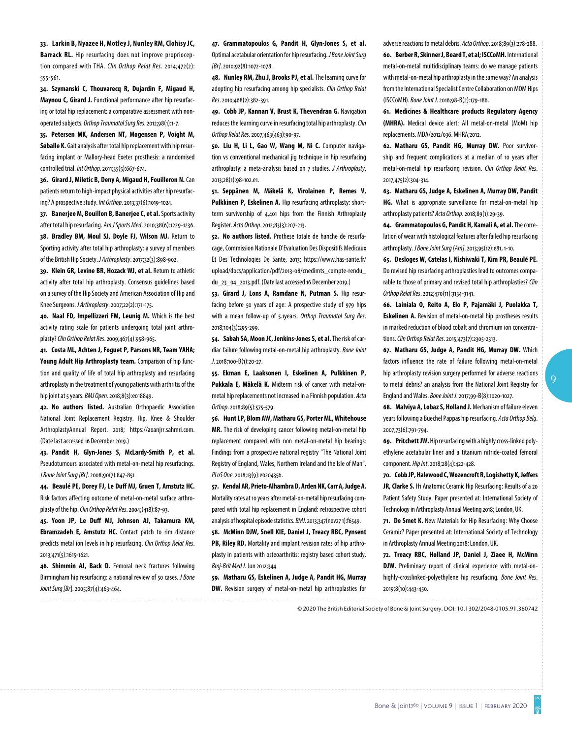**33. Larkin B, Nyazee H, Motley J, Nunley RM, Clohisy JC, Barrack RL.** Hip resurfacing does not improve proprioception compared with THA. *Clin Orthop Relat Res*. 2014;472(2):555-561.

**34. Szymanski C, Thouvarecq R, Dujardin F, Migaud H, Maynou C, Girard J.** Functional performance after hip resurfacing or total hip replacement: a comparative assessment with non-operated subjects. *Orthop Traumatol Surg Res*. 2012;98(1):1-7.

**35. Petersen MK, Andersen NT, Mogensen P, Voight M, Søballe K.** Gait analysis after total hip replacement with hip resurfacing implant or Mallory-head Exeter prosthesis: a randomised controlled trial. *Int Orthop*. 2011;35(5):667-674.

**36. Girard J, Miletic B, Deny A, Migaud H, Fouilleron N.** Can patients return to high-impact physical activities after hip resurfacing? A prospective study. *Int Orthop*. 2013;37(6):1019-1024.

**37. Banerjee M, Bouillon B, Banerjee C, et al.** Sports activity after total hip resurfacing. *Am J Sports Med*. 2010;38(6):1229-1236.

**38. Bradley BM, Moul SJ, Doyle FJ, Wilson MJ.** Return to Sporting activity after total hip arthroplasty: a survey of members of the British Hip Society. *J Arthroplasty*. 2017;32(3):898-902.

**39. Klein GR, Levine BR, Hozack WJ, et al.** Return to athletic activity after total hip arthroplasty. Consensus guidelines based on a survey of the Hip Society and American Association of Hip and Knee Surgeons. *J Arthroplasty*. 2007;22(2):171-175.

**40. Naal FD, Impellizzeri FM, Leunig M.** Which is the best activity rating scale for patients undergoing total joint arthroplasty? *Clin Orthop Relat Res*. 2009;467(4):958-965.

**41. Costa ML, Achten J, Foguet P, Parsons NR, Team YAHA; Young Adult Hip Arthroplasty team.** Comparison of hip function and quality of life of total hip arthroplasty and resurfacing arthroplasty in the treatment of young patients with arthritis of the hip joint at 5 years. *BMJ Open*. 2018;8(3):e018849.

**42. No authors listed.** Australian Orthopaedic Association National Joint Replacement Registry. Hip, Knee & Shoulder ArthroplastyAnnual Report. 2018; https://aoanjrr.sahmri.com. (Date last accessed 16 December 2019.)

**43. Pandit H, Glyn-Jones S, McLardy-Smith P, et al.** Pseudotumours associated with metal-on-metal hip resurfacings. *J Bone Joint Surg [Br]*. 2008;90(7):847-851

**44. Beaulé PE, Dorey FJ, Le Duff MJ, Gruen T, Amstutz HC.** Risk factors affecting outcome of metal-on-metal surface arthroplasty of the hip. *Clin Orthop Relat Res*. 2004;(418):87-93.

**45. Yoon JP, Le Duff MJ, Johnson AJ, Takamura KM, Ebramzadeh E, Amstutz HC.** Contact patch to rim distance predicts metal ion levels in hip resurfacing. *Clin Orthop Relat Res*. 2013;471(5):1615-1621.

**46. Shimmin AJ, Back D.** Femoral neck fractures following Birmingham hip resurfacing: a national review of 50 cases. *J Bone Joint Surg [Br]*. 2005;87(4):463-464.

**47. Grammatopoulos G, Pandit H, Glyn-Jones S, et al.** Optimal acetabular orientation for hip resurfacing. *J Bone Joint Surg [Br]*. 2010;92(8):1072-1078.

**48. Nunley RM, Zhu J, Brooks PJ, et al.** The learning curve for adopting hip resurfacing among hip specialists. *Clin Orthop Relat Res*. 2010;468(2):382-391.

**49. Cobb JP, Kannan V, Brust K, Thevendran G.** Navigation reduces the learning curve in resurfacing total hip arthroplasty. *Clin Orthop Relat Res*. 2007;463(463):90-97.

**50. Liu H, Li L, Gao W, Wang M, Ni C.** Computer navigation vs conventional mechanical jig technique in hip resurfacing arthroplasty: a meta-analysis based on 7 studies. *J Arthroplasty*. 2013;28(1):98-102.e1.

**51. Seppänen M, Mäkelä K, Virolainen P, Remes V, Pulkkinen P, Eskelinen A.** Hip resurfacing arthroplasty: short-term survivorship of 4,401 hips from the Finnish Arthroplasty Register. *Acta Orthop*. 2012;83(3):207-213.

**52. No authors listed.** Prothese totale de hanche de resurfacage, Commission Nationale D'Evaluation Des Dispositifs Medicaux Et Des Technologies De Sante, 2013; https://www.has-sante.fr/upload/docs/application/pdf/2013-08/cnedimts_compte-rendu_du_23_04_2013.pdf. (Date last accessed 16 December 2019.)

**53. Girard J, Lons A, Ramdane N, Putman S.** Hip resurfacing before 50 years of age: A prospective study of 979 hips with a mean follow-up of 5.1years. *Orthop Traumatol Surg Res*. 2018;104(3):295-299.

**54. Sabah SA, Moon JC, Jenkins-Jones S, et al.** The risk of cardiac failure following metal-on-metal hip arthroplasty. *Bone Joint J*. 2018;100-B(1):20-27.

**55. Ekman E, Laaksonen I, Eskelinen A, Pulkkinen P, Pukkala E, Mäkelä K.** Midterm risk of cancer with metal-on-metal hip replacements not increased in a Finnish population. *Acta Orthop*. 2018;89(5):575-579.

**56. Hunt LP, Blom AW, Matharu GS, Porter ML, Whitehouse MR.** The risk of developing cancer following metal-on-metal hip replacement compared with non metal-on-metal hip bearings: Findings from a prospective national registry "The National Joint Registry of England, Wales, Northern Ireland and the Isle of Man". *PLoS One*. 2018;13(9):e0204356.

**57. Kendal AR, Prieto-Alhambra D, Arden NK, Carr A, Judge A.** Mortality rates at 10 years after metal-on-metal hip resurfacing compared with total hip replacement in England: retrospective cohort analysis of hospital episode statistics. *BMJ*. 2013;347(nov27 1):f6549.

**58. McMinn DJW, Snell KIE, Daniel J, Treacy RBC, Pynsent PB, Riley RD.** Mortality and implant revision rates of hip arthroplasty in patients with osteoarthritis: registry based cohort study. *Bmj-Brit Med J*. Jun 2012;344.

**59. Matharu GS, Eskelinen A, Judge A, Pandit HG, Murray DW.** Revision surgery of metal-on-metal hip arthroplasties for adverse reactions to metal debris. *Acta Orthop*. 2018;89(3):278-288.

**60. Berber R, Skinner J, Board T, et al; ISCCoMH.** International metal-on-metal multidisciplinary teams: do we manage patients with metal-on-metal hip arthroplasty in the same way? An analysis from the International Specialist Centre Collaboration on MOM Hips (ISCCoMH). *Bone Joint J*. 2016;98-B(2):179-186.

**61. Medicines & Healthcare products Regulatory Agency (MHRA).** Medical device alert: All metal-on-metal (MoM) hip replacements. MDA/2012/036. MHRA;2012.

**62. Matharu GS, Pandit HG, Murray DW.** Poor survivorship and frequent complications at a median of 10 years after metal-on-metal hip resurfacing revision. *Clin Orthop Relat Res*. 2017;475(2):304-314.

**63. Matharu GS, Judge A, Eskelinen A, Murray DW, Pandit HG.** What is appropriate surveillance for metal-on-metal hip arthroplasty patients? *Acta Orthop*. 2018;89(1):29-39.

**64. Grammatopoulos G, Pandit H, Kamali A, et al.** The correlation of wear with histological features after failed hip resurfacing arthroplasty. *J Bone Joint Surg [Am]*. 2013;95(12):e81, 1-10.

**65. Desloges W, Catelas I, Nishiwaki T, Kim PR, Beaulé PE.** Do revised hip resurfacing arthroplasties lead to outcomes comparable to those of primary and revised total hip arthroplasties? *Clin Orthop Relat Res*. 2012;470(11):3134-3141.

**66. Lainiala O, Reito A, Elo P, Pajamäki J, Puolakka T, Eskelinen A.** Revision of metal-on-metal hip prostheses results in marked reduction of blood cobalt and chromium ion concentrations. *Clin Orthop Relat Res*. 2015;473(7):2305-2313.

**67. Matharu GS, Judge A, Pandit HG, Murray DW.** Which factors influence the rate of failure following metal-on-metal hip arthroplasty revision surgery performed for adverse reactions to metal debris? an analysis from the National Joint Registry for England and Wales. *Bone Joint J*. 2017;99-B(8):1020-1027.

**68. Malviya A, Lobaz S, Holland J.** Mechanism of failure eleven years following a Buechel Pappas hip resurfacing. *Acta Orthop Belg*. 2007;73(6):791-794.

**69. Pritchett JW.** Hip resurfacing with a highly cross-linked polyethylene acetabular liner and a titanium nitride-coated femoral component. *Hip Int*. 2018;28(4):422-428.

**70. Cobb JP, Halewood C, Wozencroft R, Logishetty K, Jeffers JR, Clarke S.** H1 Anatomic Ceramic Hip Resurfacing: Results of a 20 Patient Safety Study. Paper presented at: International Society of Technology in Arthroplasty Annual Meeting 2018; London, UK.

**71. De Smet K.** New Materials for Hip Resurfacing: Why Choose Ceramic? Paper presented at: International Society of Technology in Arthroplasty Annual Meeting 2018; London, UK.

**72. Treacy RBC, Holland JP, Daniel J, Ziaee H, McMinn DJW.** Preliminary report of clinical experience with metal-on-highly-crosslinked-polyethylene hip resurfacing. *Bone Joint Res*. 2019;8(10):443-450.

© 2020 The British Editorial Society of Bone & Joint Surgery. DOI: 10.1302/2048-0105.91.360742